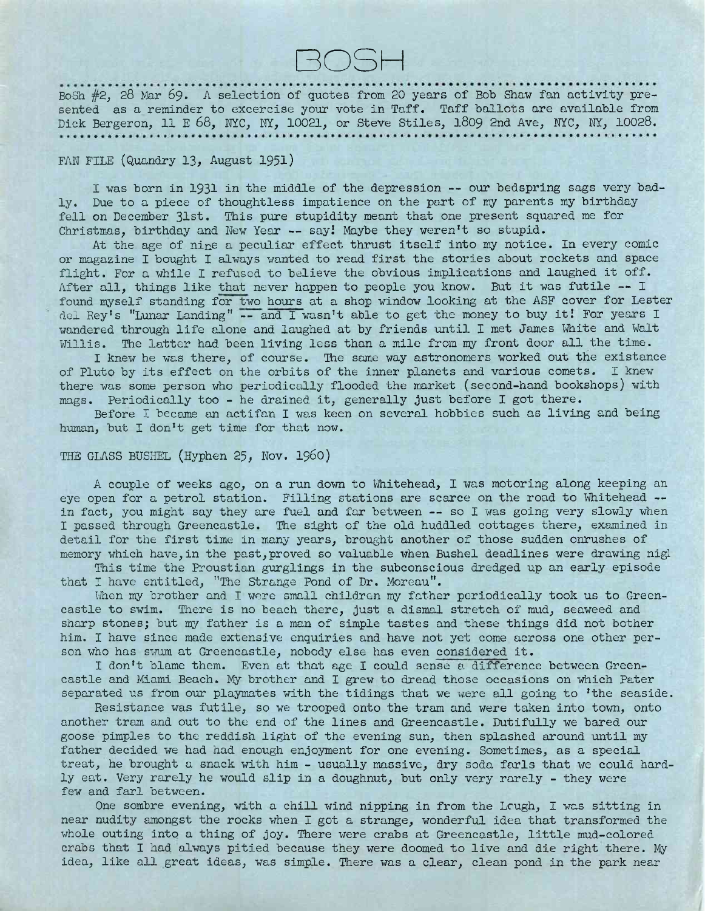# BOSH

BoSh #2, 28 Mar 69. A selection of quotes from 20 years of Bob Shaw fan activity presented as a reminder to excercise your vote in Taff. Taff ballots are available from Dick Bergeron, 11 E 68, NYC, NY, 10021, or Steve Stiles, 1809 2nd Ave, NYC, NY, 10028.

## FAN FILE (Quandry 13, August 1951)

I was born in 1931 in the middle of the depression -- our bedspring sags very badly. Due to a piece of thoughtless impatience on the part of my parents my birthday fell on December 31st. This pure stupidity meant that one present squared me for Christmas, birthday and New Year -- say! Maybe they weren't so stupid.

At the age of nine a peculiar effect thrust itself into my notice. In every comic or magazine I bought I always wanted to read first the stories about rockets and space flight. For a while I refused to believe the obvious implications and laughed it off. After all, things like that never happen to people you know. But it was futile -- I found myself standing for two hours at a shop window looking at the ASF cover for Lester del Rey's "Lunar Landing" -- and I wasn't able to get the money to buy it! For years I wandered through life alone and laughed at by friends until I met James White and Walt Willis. The latter had been living less than a mile from my front door all the time.

I knew he was there, of course. The same way astronomers worked out the existance of Pluto by its effect on the orbits of the inner planets and various comets. I knew there was some person who periodically flooded the market (second-hand bookshops) with mags. Periodically too - he drained it, generally just before I got there.

Before I became an actifan I was keen on several hobbies such as living and being human, but I don't get time for that now.

## THE GLASS BUSHEL (Hyphen 25, Nov. 1960)

A couple of weeks ago, on a run down to Whitehead, I was motoring along keeping an eye open for a petrol station. Filling stations are scarce on the road to Whitehead -- in fact, you might say they are fuel and far between -- so I was going very slowly when I passed through Greencastle. The sight of the old huddled cottages there, examined in detail for the first time in many years, brought another of those sudden onrushes of memory which have,in the past,proved so valuable when Bushel deadlines were drawing nigl

This time the Proustian gurglings in the subconscious dredged up an early episode that I have entitled, "The Strange Pond of Dr. Moreau".

When my brother and I were small children my father periodically took us to Greencastle to swim. There is no beach there, just a dismal stretch of mud, seaweed and sharp stones; but my father is a man of simple tastes and these things did not bother him. I have since made extensive enquiries and have not yet come across one other person who has swum at Greencastle, nobody else has even considered it.

I don't blame them. Even at that age I could sense a difference between Greencastle and Miami Beach. My brother and I grew to dread those occasions on which Pater separated us from our playmates with the tidings that we were all going to 'the seaside.

Resistance was futile, so we trooped onto the tram and were taken into town, onto another tram and out to the end of the lines and Greencastle. Dutifully we bared our goose pimples to the reddish light of the evening sun, then splashed around until my father decided we had had enough enjoyment for one evening. Sometimes, as a special treat, he brought a snack with him - usually massive, dry soda farls that we could hardly eat. Very rarely he would slip in a doughnut, but only very rarely - they were few and farl between.

One sombre evening, with a chill wind nipping in from the Lough, I was sitting in near nudity amongst the rocks when I got a strange, wonderful idea that transformed the whole outing into a thing of joy. There were crabs at Greencastle, little mud-colored crabs that I had always pitied because they were doomed to live and die right there. My idea, like all great ideas, was simple. There was a clear, clean pond in the park near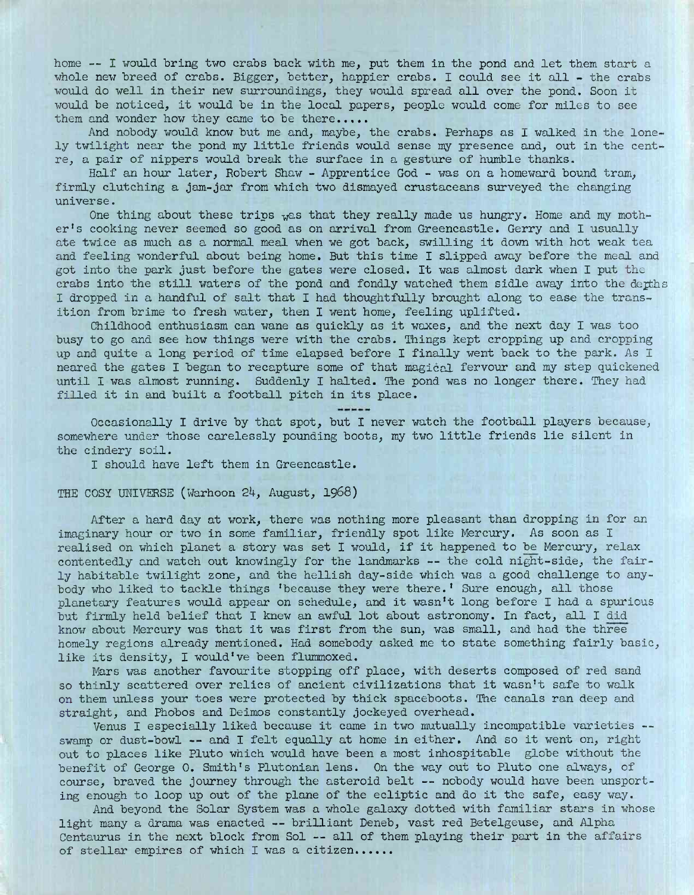home -- I would bring two crabs back with me, put them in the pond and let them start a whole new breed of crabs. Bigger, better, happier crabs. I could see it all - the crabs would do well in their new surroundings, they would spread all over the pond. Soon it would be noticed, it would be in the local papers, people would come for miles to see them and wonder how they came to be there.....

And nobody would know but me and, maybe, the crabs. Perhaps as I walked in the lonely twilight near the pond my little friends would sense my presence and, out in the centre, a pair of nippers would break the surface in a gesture of humble thanks.

Half an hour later, Robert Shaw - Apprentice God - was on a homeward bound tram, firmly clutching a jam-jar from which two dismayed crustaceans surveyed the changing universe.

One thing about these trips was that they really made us hungry. Home and my mother's cooking never seemed so good as on arrival from Greencastle. Gerry and I usually ate twice as much as a normal meal when we got back, swilling it down with hot weak tea and feeling wonderful about being home. But this time I slipped away before the meal and got into the park just before the gates were closed. It was almost dark when I put the crabs into the still waters of the pond and fondly watched them sidle away into the depths I dropped in a handful of salt that I had thoughtfully brought along to ease the transition from brime to fresh water, then I went home, feeling uplifted.

Childhood enthusiasm can wane as quickly as it waxes, and the next day I was too busy to go and see how things were with the crabs. Things kept cropping up and cropping up and quite a long period of time elapsed before I finally went back to the park. As I neared the gates I began to recapture some of that magical fervour and my step quickened until I was almost running. Suddenly I halted. The pond was no longer there. They had filled it in and built a football pitch in its place.

-----

Occasionally I drive by that spot, but I never watch the football players because, somewhere under those carelessly pounding boots, my two little friends lie silent in the cindery soil.

I should have left them in Greencastle.

THE COSY UNIVERSE (Warhoon 24, August, 1968)

After a hard day at work, there was nothing more pleasant than dropping in for an imaginary hour or two in some familiar, friendly spot like Mercury. As soon as I realised on which planet a story was set I would, if it happened to be Mercury, relax contentedly and watch out knowingly for the landmarks -- the cold night-side, the fairly habitable twilight zone, and the hellish day-side which was a good challenge to anybody who liked to tackle things 'because they were there.' Sure enough, all those planetary features would appear on schedule, and it wasn't long before I had a spurious but firmly held belief that I knew an awful lot about astronomy. In fact, all I did know about Mercury was that it was first from the sun, was small, and had the three homely regions already mentioned. Had somebody asked me to state something fairly basic, like its density, I would've been flummoxed.

Mars was another favourite stopping off place, with deserts composed of red sand so thinly scattered over relics of ancient civilizations that it wasn't safe to walk on them unless your toes were protected by thick spaceboots. The canals ran deep and straight, and Phobos and Deimos constantly jockeyed overhead.

Venus I especially liked because it came in two mutually incompatible varieties -- swamp or dust-bowl -- and I felt equally at home in either. And so it went on, right out to places like Pluto which would have been a most inhospitable globe without the benefit of George O. Smith's Plutonian lens. On the way out to Pluto one always, of course, braved the journey through the asteroid belt -- nobody would have been unsporting enough to loop up out of the plane of the ecliptic and do it the safe, easy way.

And beyond the Solar System was a whole galaxy dotted with familiar stars in whose light many a drama was enacted -- brilliant Deneb, vast red Betelgeuse, and Alpha Centaurus in the next block from Sol -- all of them playing their part in the affairs of stellar empires of which I was a citizen......